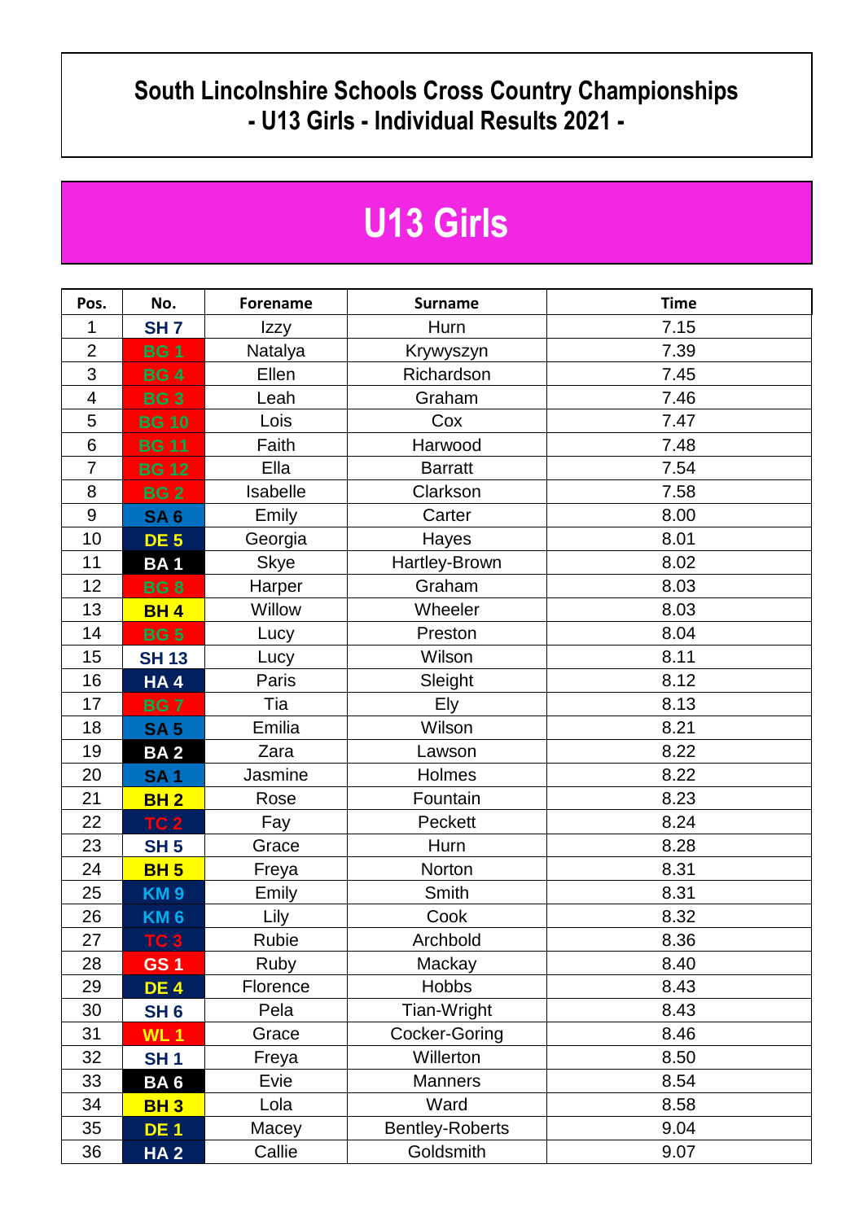# South Lincolnshire Schools Cross Country Championships
## - U13 Girls - Individual Results 2021 -

# U13 Girls

| Pos. | No. | Forename | Surname | Time |
|---|---|---|---|---|
| 1 | SH 7 | Izzy | Hurn | 7.15 |
| 2 | BG 1 | Natalya | Krywyszyn | 7.39 |
| 3 | BG 4 | Ellen | Richardson | 7.45 |
| 4 | BG 3 | Leah | Graham | 7.46 |
| 5 | BG 10 | Lois | Cox | 7.47 |
| 6 | BG 11 | Faith | Harwood | 7.48 |
| 7 | BG 12 | Ella | Barratt | 7.54 |
| 8 | BG 2 | Isabelle | Clarkson | 7.58 |
| 9 | SA 6 | Emily | Carter | 8.00 |
| 10 | DE 5 | Georgia | Hayes | 8.01 |
| 11 | BA 1 | Skye | Hartley-Brown | 8.02 |
| 12 | BG 8 | Harper | Graham | 8.03 |
| 13 | BH 4 | Willow | Wheeler | 8.03 |
| 14 | BG 5 | Lucy | Preston | 8.04 |
| 15 | SH 13 | Lucy | Wilson | 8.11 |
| 16 | HA 4 | Paris | Sleight | 8.12 |
| 17 | BG 7 | Tia | Ely | 8.13 |
| 18 | SA 5 | Emilia | Wilson | 8.21 |
| 19 | BA 2 | Zara | Lawson | 8.22 |
| 20 | SA 1 | Jasmine | Holmes | 8.22 |
| 21 | BH 2 | Rose | Fountain | 8.23 |
| 22 | TC 2 | Fay | Peckett | 8.24 |
| 23 | SH 5 | Grace | Hurn | 8.28 |
| 24 | BH 5 | Freya | Norton | 8.31 |
| 25 | KM 9 | Emily | Smith | 8.31 |
| 26 | KM 6 | Lily | Cook | 8.32 |
| 27 | TC 3 | Rubie | Archbold | 8.36 |
| 28 | GS 1 | Ruby | Mackay | 8.40 |
| 29 | DE 4 | Florence | Hobbs | 8.43 |
| 30 | SH 6 | Pela | Tian-Wright | 8.43 |
| 31 | WL 1 | Grace | Cocker-Goring | 8.46 |
| 32 | SH 1 | Freya | Willerton | 8.50 |
| 33 | BA 6 | Evie | Manners | 8.54 |
| 34 | BH 3 | Lola | Ward | 8.58 |
| 35 | DE 1 | Macey | Bentley-Roberts | 9.04 |
| 36 | HA 2 | Callie | Goldsmith | 9.07 |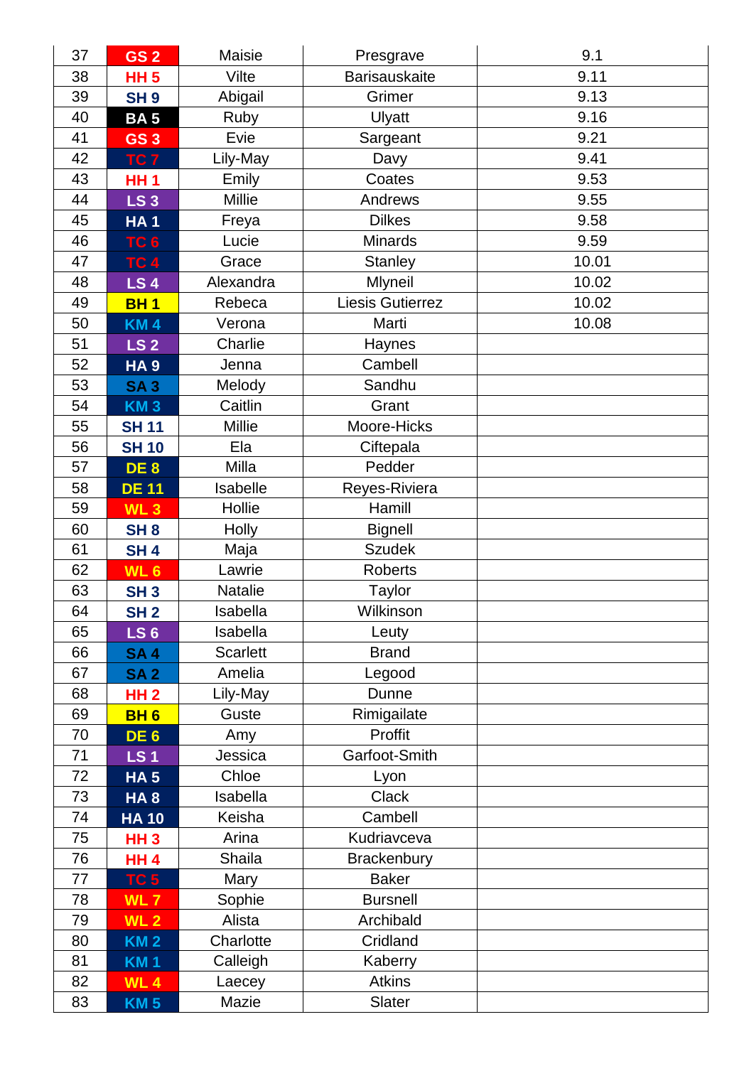| 37 | GS 2 | Maisie | Presgrave | 9.1 |
|---|---|---|---|---|
| 38 | HH 5 | Vilte | Barisauskaite | 9.11 |
| 39 | SH 9 | Abigail | Grimer | 9.13 |
| 40 | BA 5 | Ruby | Ulyatt | 9.16 |
| 41 | GS 3 | Evie | Sargeant | 9.21 |
| 42 | TC 7 | Lily-May | Davy | 9.41 |
| 43 | HH 1 | Emily | Coates | 9.53 |
| 44 | LS 3 | Millie | Andrews | 9.55 |
| 45 | HA 1 | Freya | Dilkes | 9.58 |
| 46 | TC 6 | Lucie | Minards | 9.59 |
| 47 | TC 4 | Grace | Stanley | 10.01 |
| 48 | LS 4 | Alexandra | Mlyneil | 10.02 |
| 49 | BH 1 | Rebeca | Liesis Gutierrez | 10.02 |
| 50 | KM 4 | Verona | Marti | 10.08 |
| 51 | LS 2 | Charlie | Haynes | |
| 52 | HA 9 | Jenna | Cambell | |
| 53 | SA 3 | Melody | Sandhu | |
| 54 | KM 3 | Caitlin | Grant | |
| 55 | SH 11 | Millie | Moore-Hicks | |
| 56 | SH 10 | Ela | Ciftepala | |
| 57 | DE 8 | Milla | Pedder | |
| 58 | DE 11 | Isabelle | Reyes-Riviera | |
| 59 | WL 3 | Hollie | Hamill | |
| 60 | SH 8 | Holly | Bignell | |
| 61 | SH 4 | Maja | Szudek | |
| 62 | WL 6 | Lawrie | Roberts | |
| 63 | SH 3 | Natalie | Taylor | |
| 64 | SH 2 | Isabella | Wilkinson | |
| 65 | LS 6 | Isabella | Leuty | |
| 66 | SA 4 | Scarlett | Brand | |
| 67 | SA 2 | Amelia | Legood | |
| 68 | HH 2 | Lily-May | Dunne | |
| 69 | BH 6 | Guste | Rimigailate | |
| 70 | DE 6 | Amy | Proffit | |
| 71 | LS 1 | Jessica | Garfoot-Smith | |
| 72 | HA 5 | Chloe | Lyon | |
| 73 | HA 8 | Isabella | Clack | |
| 74 | HA 10 | Keisha | Cambell | |
| 75 | HH 3 | Arina | Kudriavceva | |
| 76 | HH 4 | Shaila | Brackenbury | |
| 77 | TC 5 | Mary | Baker | |
| 78 | WL 7 | Sophie | Bursnell | |
| 79 | WL 2 | Alista | Archibald | |
| 80 | KM 2 | Charlotte | Cridland | |
| 81 | KM 1 | Calleigh | Kaberry | |
| 82 | WL 4 | Laecey | Atkins | |
| 83 | KM 5 | Mazie | Slater | |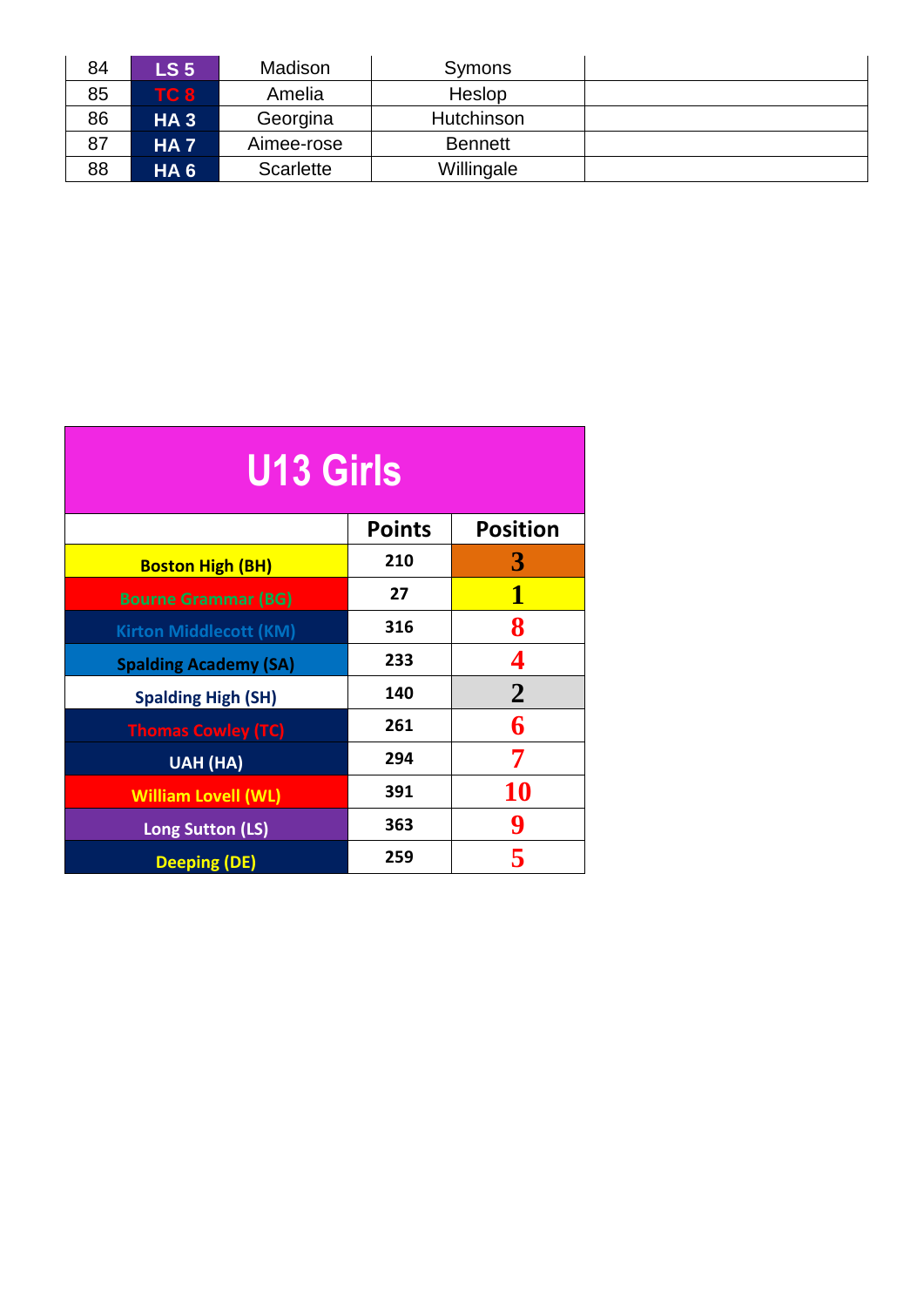| | | | | |
|---|---|---|---|---|
| 84 | LS 5 | Madison | Symons | |
| 85 | TC 8 | Amelia | Heslop | |
| 86 | HA 3 | Georgina | Hutchinson | |
| 87 | HA 7 | Aimee-rose | Bennett | |
| 88 | HA 6 | Scarlette | Willingale | |

## U13 Girls

| | Points | Position |
|---|---|---|
| Boston High (BH) | 210 | 3 |
| Bourne Grammar (BG) | 27 | 1 |
| Kirton Middlecott (KM) | 316 | 8 |
| Spalding Academy (SA) | 233 | 4 |
| Spalding High (SH) | 140 | 2 |
| Thomas Cowley (TC) | 261 | 6 |
| UAH (HA) | 294 | 7 |
| William Lovell (WL) | 391 | 10 |
| Long Sutton (LS) | 363 | 9 |
| Deeping (DE) | 259 | 5 |